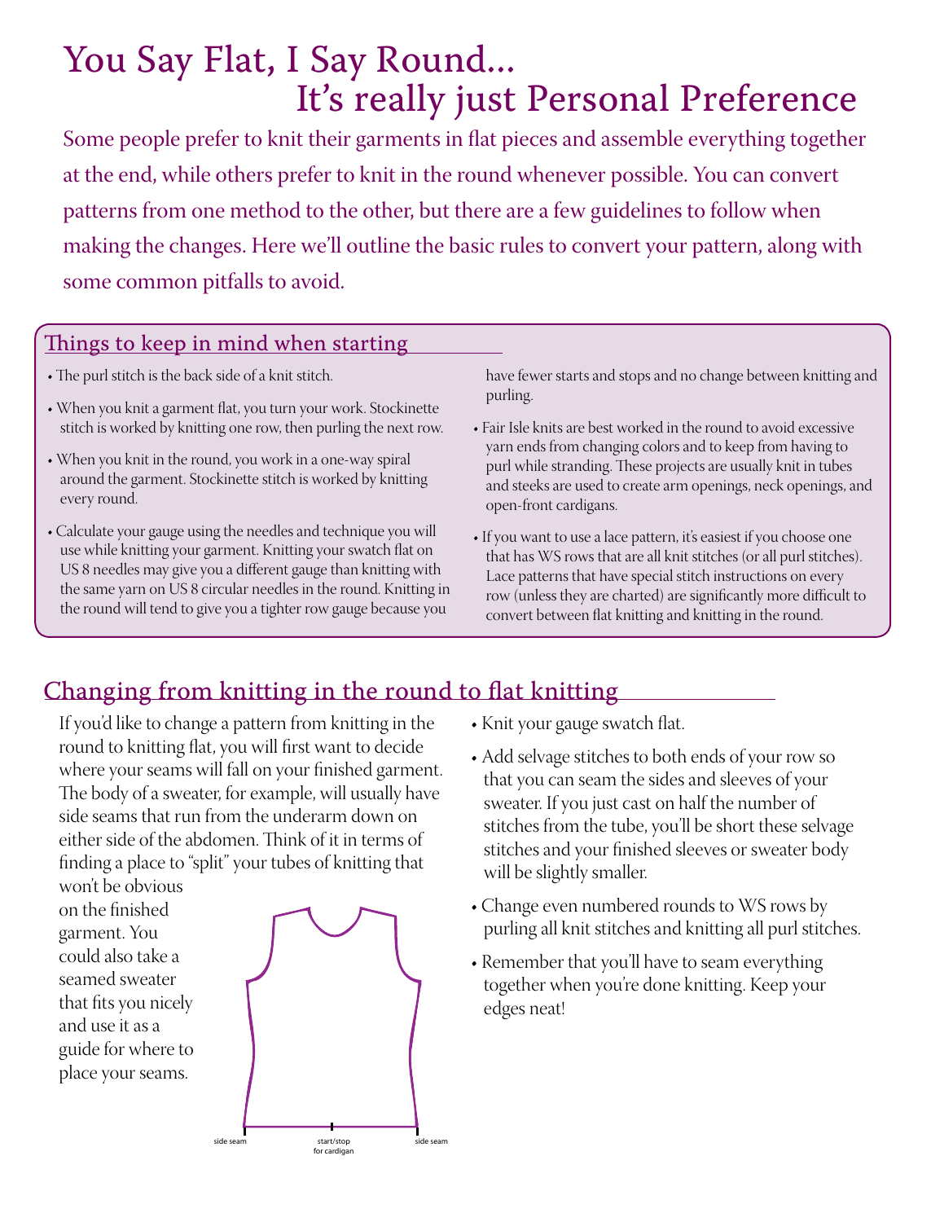# You Say Flat, I Say Round...
## It's really just Personal Preference

Some people prefer to knit their garments in flat pieces and assemble everything together at the end, while others prefer to knit in the round whenever possible. You can convert patterns from one method to the other, but there are a few guidelines to follow when making the changes. Here we'll outline the basic rules to convert your pattern, along with some common pitfalls to avoid.

### Things to keep in mind when starting

- The purl stitch is the back side of a knit stitch.
- When you knit a garment flat, you turn your work. Stockinette stitch is worked by knitting one row, then purling the next row.
- When you knit in the round, you work in a one-way spiral around the garment. Stockinette stitch is worked by knitting every round.
- Calculate your gauge using the needles and technique you will use while knitting your garment. Knitting your swatch flat on US 8 needles may give you a different gauge than knitting with the same yarn on US 8 circular needles in the round. Knitting in the round will tend to give you a tighter row gauge because you have fewer starts and stops and no change between knitting and purling.
- Fair Isle knits are best worked in the round to avoid excessive yarn ends from changing colors and to keep from having to purl while stranding. These projects are usually knit in tubes and steeks are used to create arm openings, neck openings, and open-front cardigans.
- If you want to use a lace pattern, it's easiest if you choose one that has WS rows that are all knit stitches (or all purl stitches). Lace patterns that have special stitch instructions on every row (unless they are charted) are significantly more difficult to convert between flat knitting and knitting in the round.

### Changing from knitting in the round to flat knitting

If you'd like to change a pattern from knitting in the round to knitting flat, you will first want to decide where your seams will fall on your finished garment. The body of a sweater, for example, will usually have side seams that run from the underarm down on either side of the abdomen. Think of it in terms of finding a place to "split" your tubes of knitting that won't be obvious on the finished garment. You could also take a seamed sweater that fits you nicely and use it as a guide for where to place your seams.

side seam | start/stop for cardigan | side seam

- Knit your gauge swatch flat.
- Add selvage stitches to both ends of your row so that you can seam the sides and sleeves of your sweater. If you just cast on half the number of stitches from the tube, you'll be short these selvage stitches and your finished sleeves or sweater body will be slightly smaller.
- Change even numbered rounds to WS rows by purling all knit stitches and knitting all purl stitches.
- Remember that you'll have to seam everything together when you're done knitting. Keep your edges neat!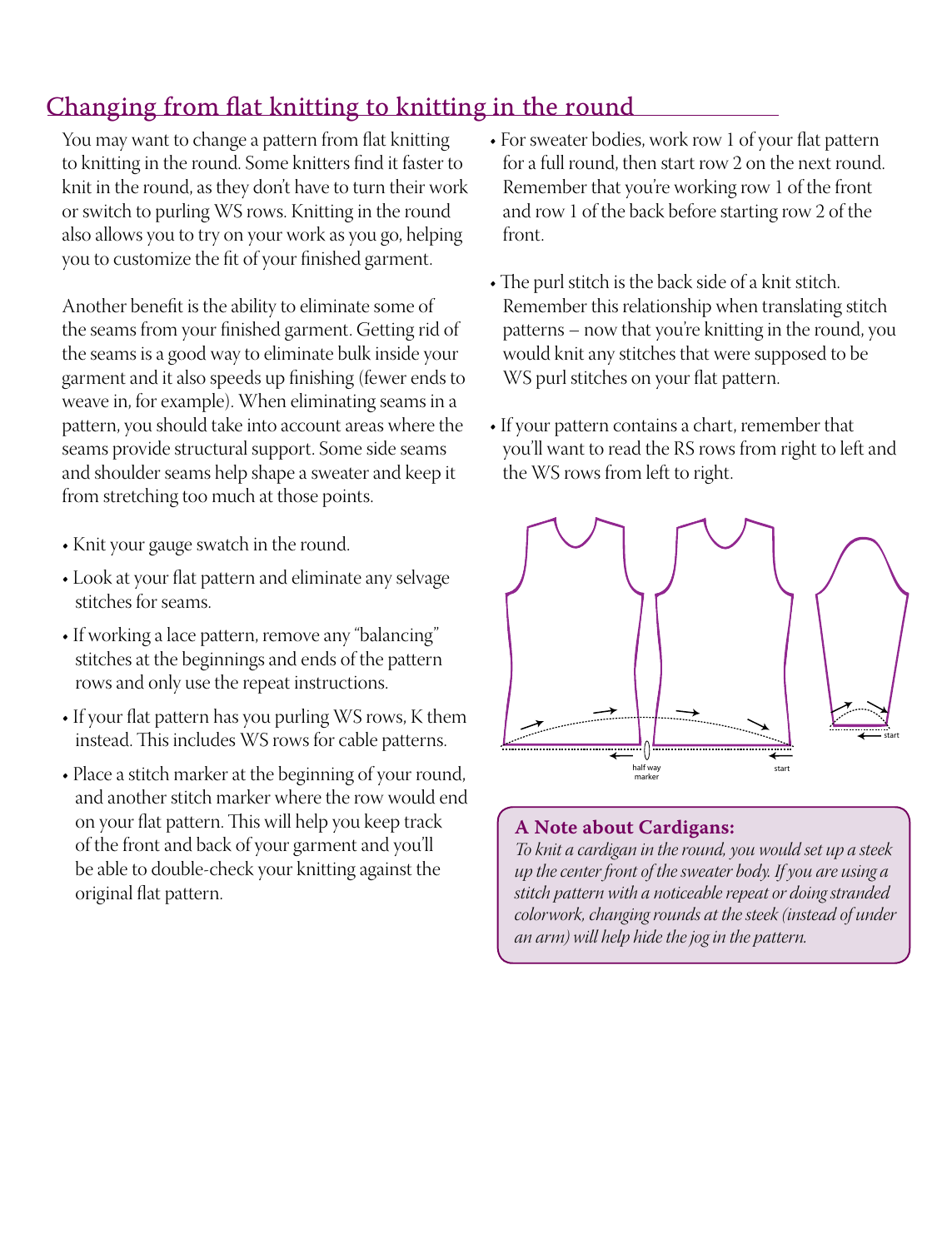## Changing from flat knitting to knitting in the round

You may want to change a pattern from flat knitting to knitting in the round. Some knitters find it faster to knit in the round, as they don't have to turn their work or switch to purling WS rows. Knitting in the round also allows you to try on your work as you go, helping you to customize the fit of your finished garment.

Another benefit is the ability to eliminate some of the seams from your finished garment. Getting rid of the seams is a good way to eliminate bulk inside your garment and it also speeds up finishing (fewer ends to weave in, for example). When eliminating seams in a pattern, you should take into account areas where the seams provide structural support. Some side seams and shoulder seams help shape a sweater and keep it from stretching too much at those points.

- Knit your gauge swatch in the round.
- Look at your flat pattern and eliminate any selvage stitches for seams.
- If working a lace pattern, remove any "balancing" stitches at the beginnings and ends of the pattern rows and only use the repeat instructions.
- If your flat pattern has you purling WS rows, K them instead. This includes WS rows for cable patterns.
- Place a stitch marker at the beginning of your round, and another stitch marker where the row would end on your flat pattern. This will help you keep track of the front and back of your garment and you'll be able to double-check your knitting against the original flat pattern.
- For sweater bodies, work row 1 of your flat pattern for a full round, then start row 2 on the next round. Remember that you're working row 1 of the front and row 1 of the back before starting row 2 of the front.
- The purl stitch is the back side of a knit stitch. Remember this relationship when translating stitch patterns – now that you're knitting in the round, you would knit any stitches that were supposed to be WS purl stitches on your flat pattern.
- If your pattern contains a chart, remember that you'll want to read the RS rows from right to left and the WS rows from left to right.

half way marker

start

start

**A Note about Cardigans:**

*To knit a cardigan in the round, you would set up a steek up the center front of the sweater body. If you are using a stitch pattern with a noticeable repeat or doing stranded colorwork, changing rounds at the steek (instead of under an arm) will help hide the jog in the pattern.*